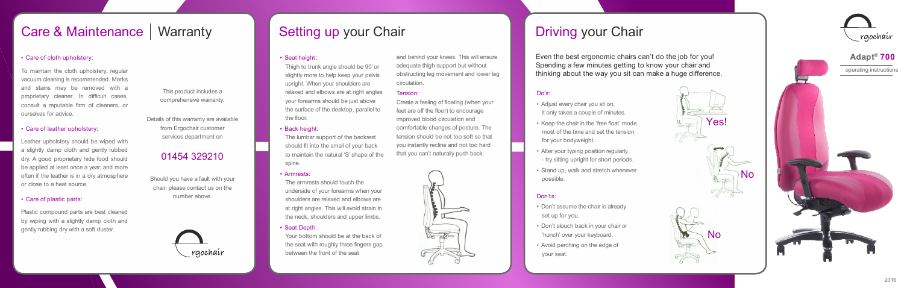# Care & Maintenance | Warranty

- Care of cloth upholstery:

To maintain the cloth upholstery, regular vacuum cleaning is recommended. Marks and stains may be removed with a proprietary cleaner. In difficult cases, consult a reputable firm of cleaners, or ourselves for advice.

- Care of leather upholstery:

Leather upholstery should be wiped with a slightly damp cloth and gently rubbed dry. A good proprietary hide food should be applied at least once a year, and more often if the leather is in a dry atmosphere or close to a heat source.

- Care of plastic parts:

Plastic compound parts are best cleaned by wiping with a slightly damp cloth and gently rubbing dry with a soft duster.

This product includes a comprehensive warranty.

Details of this warranty are available from Ergochair customer services department on

## 01454 329210

Should you have a fault with your chair, please contact us on the number above.

# Setting up your Chair

- Seat height:

Thigh to trunk angle should be 90˚or slightly more to help keep your pelvis upright. When your shoulders are relaxed and elbows are at right angles your forearms should be just above the surface of the desktop, parallel to the floor.

- Back height:

The lumbar support of the backrest should fit into the small of your back to maintain the natural 'S' shape of the spine.

- Armrests:

The armrests should touch the underside of your forearms when your shoulders are relaxed and elbows are at right angles. This will avoid strain in the neck, shoulders and upper limbs.

- Seat Depth:

Your bottom should be at the back of the seat with roughly three fingers gap between the front of the seat and behind your knees. This will ensure adequate thigh support but without obstructing leg movement and lower leg circulation.

Tension:

Create a feeling of floating (when your feet are off the floor) to encourage improved blood circulation and comfortable changes of posture. The tension should be not too soft so that you instantly recline and not too hard that you can't naturally push back.

# Driving your Chair

Even the best ergonomic chairs can't do the job for you! Spending a few minutes getting to know your chair and thinking about the way you sit can make a huge difference.

Do's:

- Adjust every chair you sit on, it only takes a couple of minutes.
- Keep the chair in the 'free float' mode most of the time and set the tension for your bodyweight.
- Alter your typing position regularly - try sitting upright for short periods.
- Stand up, walk and stretch whenever possible.

Don'ts:

- Don't assume the chair is already set up for you.
- Don't slouch back in your chair or 'hunch' over your keyboard.
- Avoid perching on the edge of your seat.

Yes!

No

No

ergochair

**Adapt® 700**

operating instructions

2016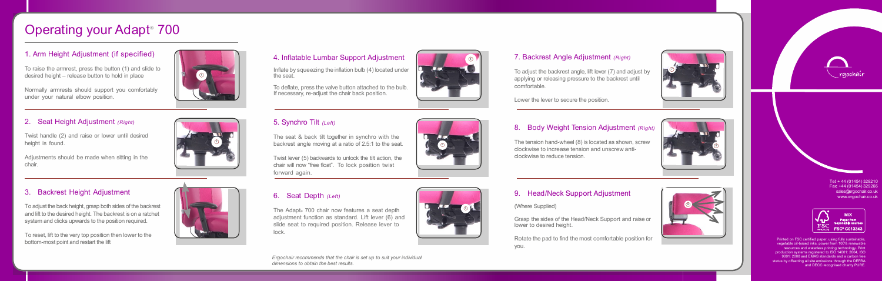# Operating your Adapt® 700

## 1. Arm Height Adjustment (if specified)

To raise the armrest, press the button (1) and slide to desired height – release button to hold in place

Normally armrests should support you comfortably under your natural elbow position.

## 2. Seat Height Adjustment *(Right)*

Twist handle (2) and raise or lower until desired height is found.

Adjustments should be made when sitting in the chair.

## 3. Backrest Height Adjustment

To adjust the back height, grasp both sides of the backrest and lift to the desired height. The backrest is on a ratchet system and clicks upwards to the position required.

To reset, lift to the very top position then lower to the bottom-most point and restart the lift

## 4. Inflatable Lumbar Support Adjustment

Inflate by squeezing the inflation bulb (4) located under the seat.

To deflate, press the valve button attached to the bulb. If necessary, re-adjust the chair back position.

## 5. Synchro Tilt *(Left)*

The seat & back tilt together in synchro with the backrest angle moving at a ratio of 2.5:1 to the seat.

Twist lever (5) backwards to unlock the tilt action, the chair will now "free float". To lock position twist forward again.

## 6. Seat Depth *(Left)*

The Adapt® 700 chair now features a seat depth adjustment function as standard. Lift lever (6) and slide seat to required position. Release lever to lock.

*Ergochair recommends that the chair is set up to suit your individual dimensions to obtain the best results.*

## 7. Backrest Angle Adjustment *(Right)*

To adjust the backrest angle, lift lever (7) and adjust by applying or releasing pressure to the backrest until comfortable.

Lower the lever to secure the position.

## 8. Body Weight Tension Adjustment *(Right)*

The tension hand-wheel (8) is located as shown, screw clockwise to increase tension and unscrew anti-clockwise to reduce tension.

## 9. Head/Neck Support Adjustment

(Where Supplied)

Grasp the sides of the Head/Neck Support and raise or lower to desired height.

Rotate the pad to find the most comfortable position for you.

ergochair

Tel: + 44 (01454) 329210
Fax: +44 (01454) 329266
sales@ergochair.co.uk
www.ergochair.co.uk

MIX
Paper from responsible sources
FSC® C013343

Printed on FSC certified paper, using fully sustainable, vegetable oil-based inks, power from 100% renewable resources and waterless printing technology. Print production systems registered to ISO 14001: 2004, ISO 9001: 2008 and EMAS standards and a carbon free status by offsetting all site emissions through the DEFRA and DECC recognised charity PURE.